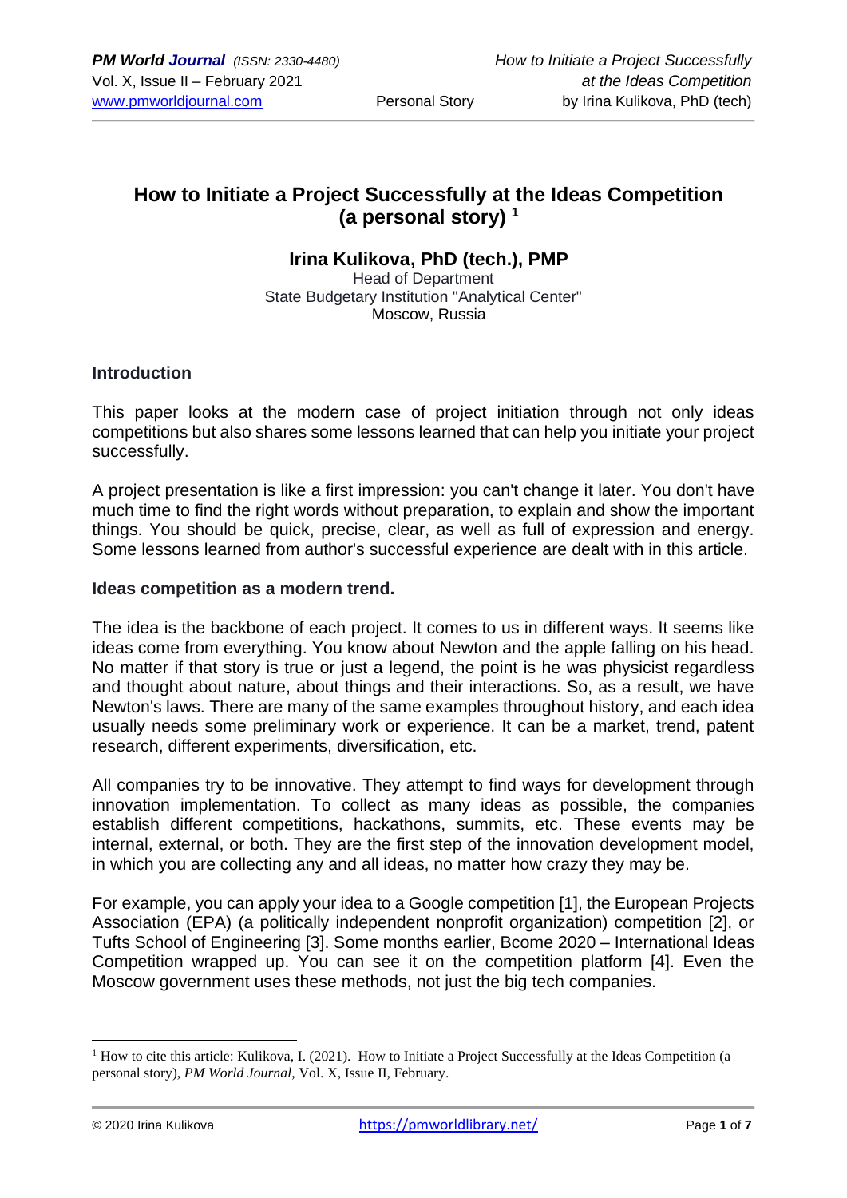# How to Initiate a Project Successfully at the Ideas Competition (a personal story) [1]

**Irina Kulikova, PhD (tech.), PMP**

Head of Department
State Budgetary Institution "Analytical Center"
Moscow, Russia

## Introduction

This paper looks at the modern case of project initiation through not only ideas competitions but also shares some lessons learned that can help you initiate your project successfully.

A project presentation is like a first impression: you can't change it later. You don't have much time to find the right words without preparation, to explain and show the important things. You should be quick, precise, clear, as well as full of expression and energy. Some lessons learned from author's successful experience are dealt with in this article.

## Ideas competition as a modern trend.

The idea is the backbone of each project. It comes to us in different ways. It seems like ideas come from everything. You know about Newton and the apple falling on his head. No matter if that story is true or just a legend, the point is he was physicist regardless and thought about nature, about things and their interactions. So, as a result, we have Newton's laws. There are many of the same examples throughout history, and each idea usually needs some preliminary work or experience. It can be a market, trend, patent research, different experiments, diversification, etc.

All companies try to be innovative. They attempt to find ways for development through innovation implementation. To collect as many ideas as possible, the companies establish different competitions, hackathons, summits, etc. These events may be internal, external, or both. They are the first step of the innovation development model, in which you are collecting any and all ideas, no matter how crazy they may be.

For example, you can apply your idea to a Google competition [1], the European Projects Association (EPA) (a politically independent nonprofit organization) competition [2], or Tufts School of Engineering [3]. Some months earlier, Bcome 2020 – International Ideas Competition wrapped up. You can see it on the competition platform [4]. Even the Moscow government uses these methods, not just the big tech companies.

---

[1] How to cite this article: Kulikova, I. (2021). How to Initiate a Project Successfully at the Ideas Competition (a personal story), *PM World Journal*, Vol. X, Issue II, February.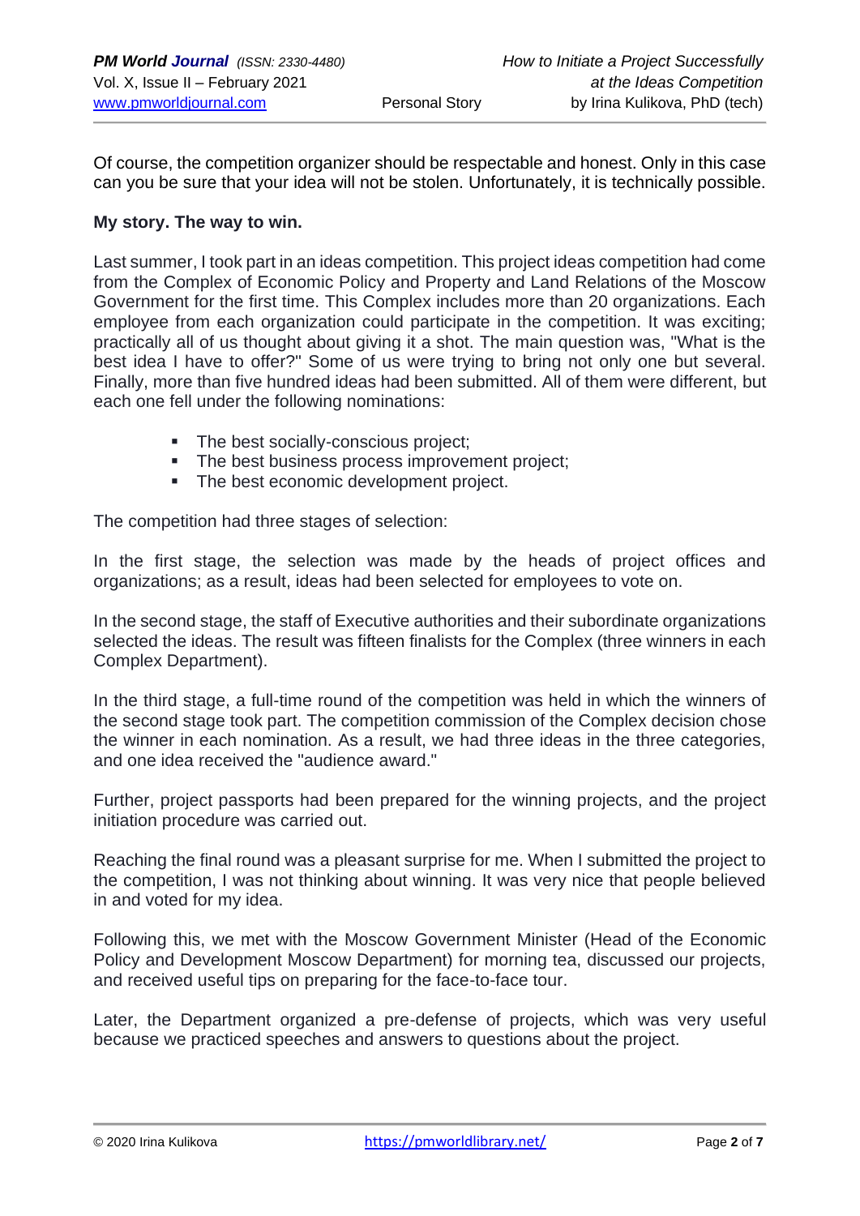Of course, the competition organizer should be respectable and honest. Only in this case can you be sure that your idea will not be stolen. Unfortunately, it is technically possible.

**My story. The way to win.**

Last summer, I took part in an ideas competition. This project ideas competition had come from the Complex of Economic Policy and Property and Land Relations of the Moscow Government for the first time. This Complex includes more than 20 organizations. Each employee from each organization could participate in the competition. It was exciting; practically all of us thought about giving it a shot. The main question was, "What is the best idea I have to offer?" Some of us were trying to bring not only one but several. Finally, more than five hundred ideas had been submitted. All of them were different, but each one fell under the following nominations:

- The best socially-conscious project;
- The best business process improvement project;
- The best economic development project.

The competition had three stages of selection:

In the first stage, the selection was made by the heads of project offices and organizations; as a result, ideas had been selected for employees to vote on.

In the second stage, the staff of Executive authorities and their subordinate organizations selected the ideas. The result was fifteen finalists for the Complex (three winners in each Complex Department).

In the third stage, a full-time round of the competition was held in which the winners of the second stage took part. The competition commission of the Complex decision chose the winner in each nomination. As a result, we had three ideas in the three categories, and one idea received the "audience award."

Further, project passports had been prepared for the winning projects, and the project initiation procedure was carried out.

Reaching the final round was a pleasant surprise for me. When I submitted the project to the competition, I was not thinking about winning. It was very nice that people believed in and voted for my idea.

Following this, we met with the Moscow Government Minister (Head of the Economic Policy and Development Moscow Department) for morning tea, discussed our projects, and received useful tips on preparing for the face-to-face tour.

Later, the Department organized a pre-defense of projects, which was very useful because we practiced speeches and answers to questions about the project.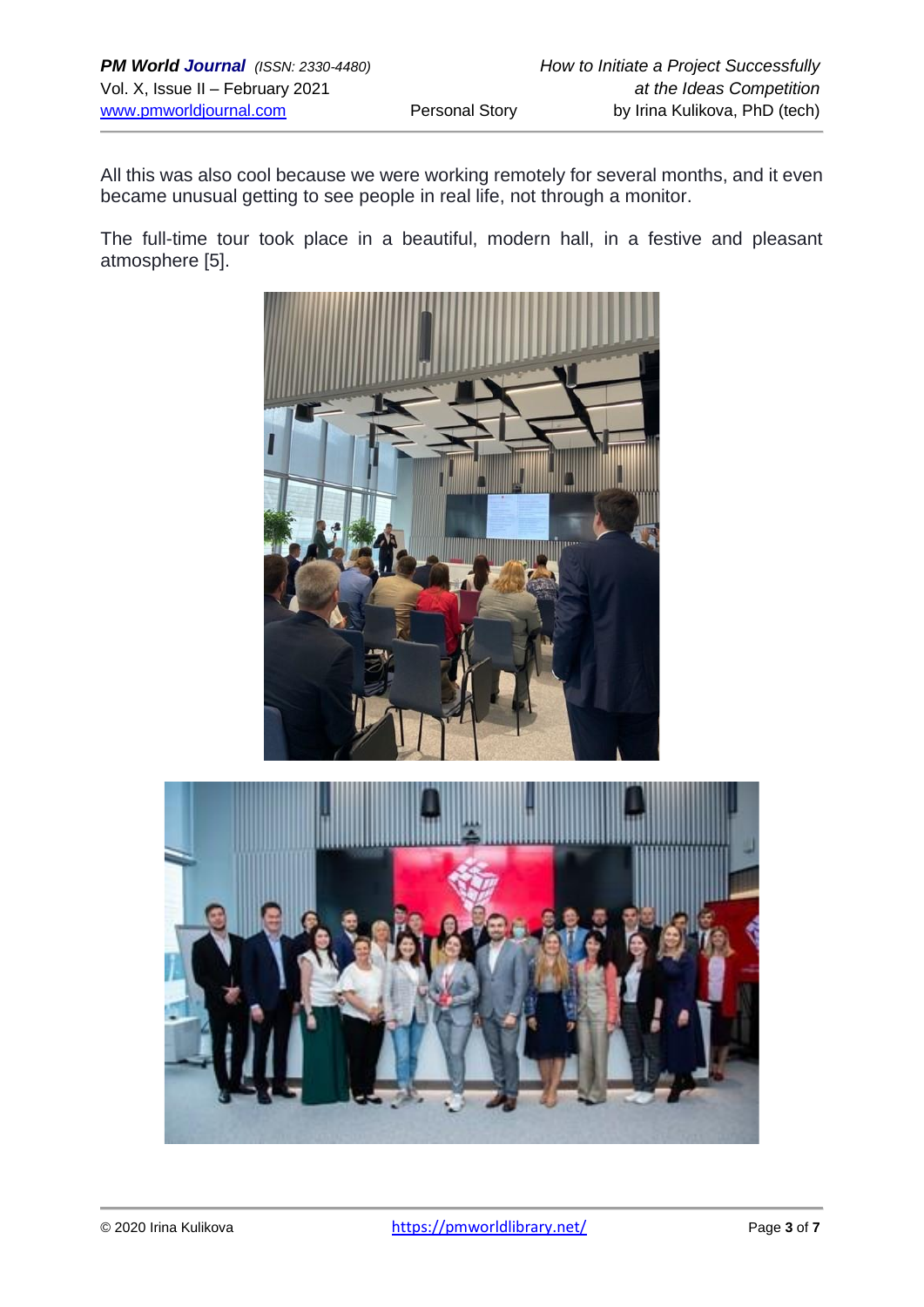All this was also cool because we were working remotely for several months, and it even became unusual getting to see people in real life, not through a monitor.

The full-time tour took place in a beautiful, modern hall, in a festive and pleasant atmosphere [5].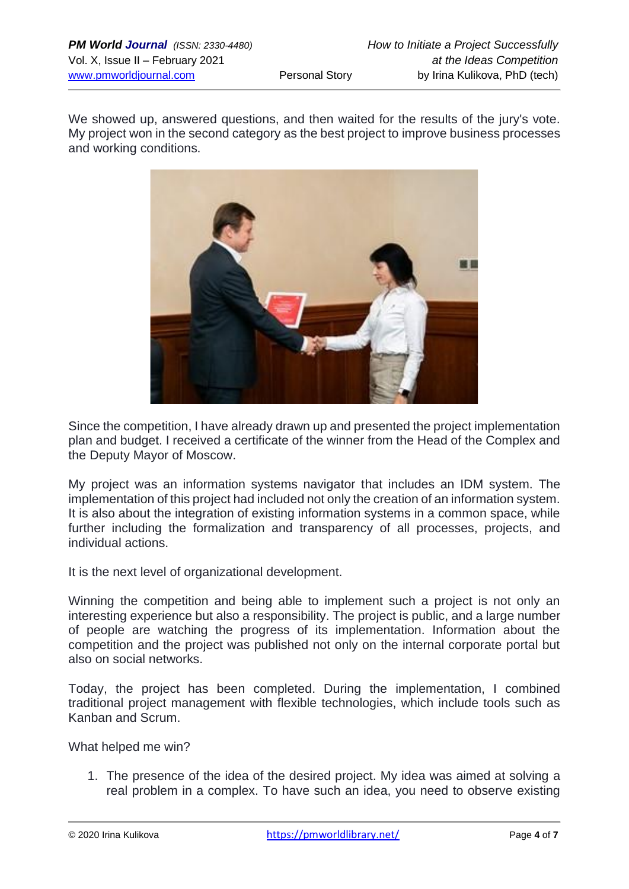We showed up, answered questions, and then waited for the results of the jury's vote. My project won in the second category as the best project to improve business processes and working conditions.

Since the competition, I have already drawn up and presented the project implementation plan and budget. I received a certificate of the winner from the Head of the Complex and the Deputy Mayor of Moscow.

My project was an information systems navigator that includes an IDM system. The implementation of this project had included not only the creation of an information system. It is also about the integration of existing information systems in a common space, while further including the formalization and transparency of all processes, projects, and individual actions.

It is the next level of organizational development.

Winning the competition and being able to implement such a project is not only an interesting experience but also a responsibility. The project is public, and a large number of people are watching the progress of its implementation. Information about the competition and the project was published not only on the internal corporate portal but also on social networks.

Today, the project has been completed. During the implementation, I combined traditional project management with flexible technologies, which include tools such as Kanban and Scrum.

What helped me win?

1. The presence of the idea of the desired project. My idea was aimed at solving a real problem in a complex. To have such an idea, you need to observe existing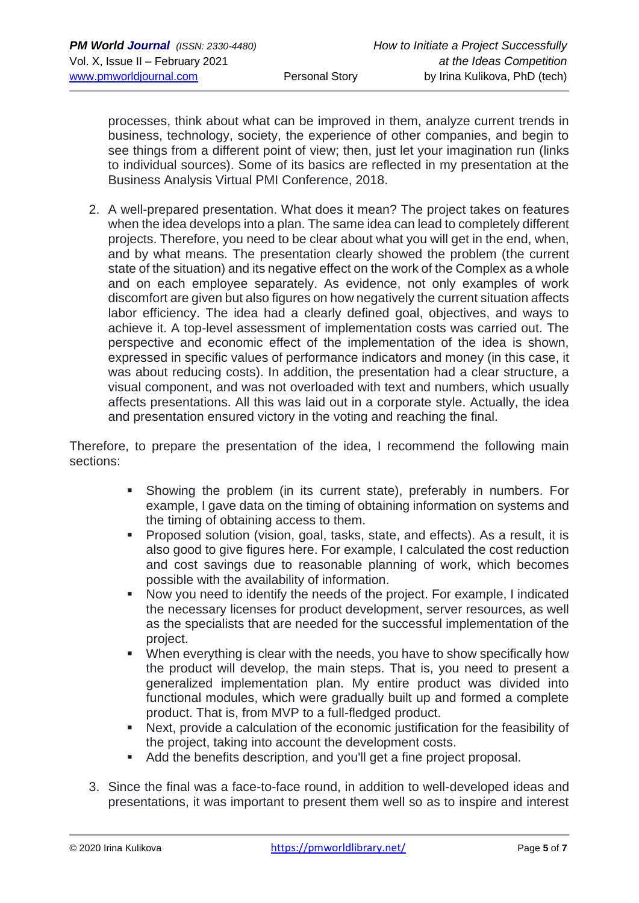processes, think about what can be improved in them, analyze current trends in business, technology, society, the experience of other companies, and begin to see things from a different point of view; then, just let your imagination run (links to individual sources). Some of its basics are reflected in my presentation at the Business Analysis Virtual PMI Conference, 2018.

2. A well-prepared presentation. What does it mean? The project takes on features when the idea develops into a plan. The same idea can lead to completely different projects. Therefore, you need to be clear about what you will get in the end, when, and by what means. The presentation clearly showed the problem (the current state of the situation) and its negative effect on the work of the Complex as a whole and on each employee separately. As evidence, not only examples of work discomfort are given but also figures on how negatively the current situation affects labor efficiency. The idea had a clearly defined goal, objectives, and ways to achieve it. A top-level assessment of implementation costs was carried out. The perspective and economic effect of the implementation of the idea is shown, expressed in specific values of performance indicators and money (in this case, it was about reducing costs). In addition, the presentation had a clear structure, a visual component, and was not overloaded with text and numbers, which usually affects presentations. All this was laid out in a corporate style. Actually, the idea and presentation ensured victory in the voting and reaching the final.

Therefore, to prepare the presentation of the idea, I recommend the following main sections:

- Showing the problem (in its current state), preferably in numbers. For example, I gave data on the timing of obtaining information on systems and the timing of obtaining access to them.
- Proposed solution (vision, goal, tasks, state, and effects). As a result, it is also good to give figures here. For example, I calculated the cost reduction and cost savings due to reasonable planning of work, which becomes possible with the availability of information.
- Now you need to identify the needs of the project. For example, I indicated the necessary licenses for product development, server resources, as well as the specialists that are needed for the successful implementation of the project.
- When everything is clear with the needs, you have to show specifically how the product will develop, the main steps. That is, you need to present a generalized implementation plan. My entire product was divided into functional modules, which were gradually built up and formed a complete product. That is, from MVP to a full-fledged product.
- Next, provide a calculation of the economic justification for the feasibility of the project, taking into account the development costs.
- Add the benefits description, and you'll get a fine project proposal.

3. Since the final was a face-to-face round, in addition to well-developed ideas and presentations, it was important to present them well so as to inspire and interest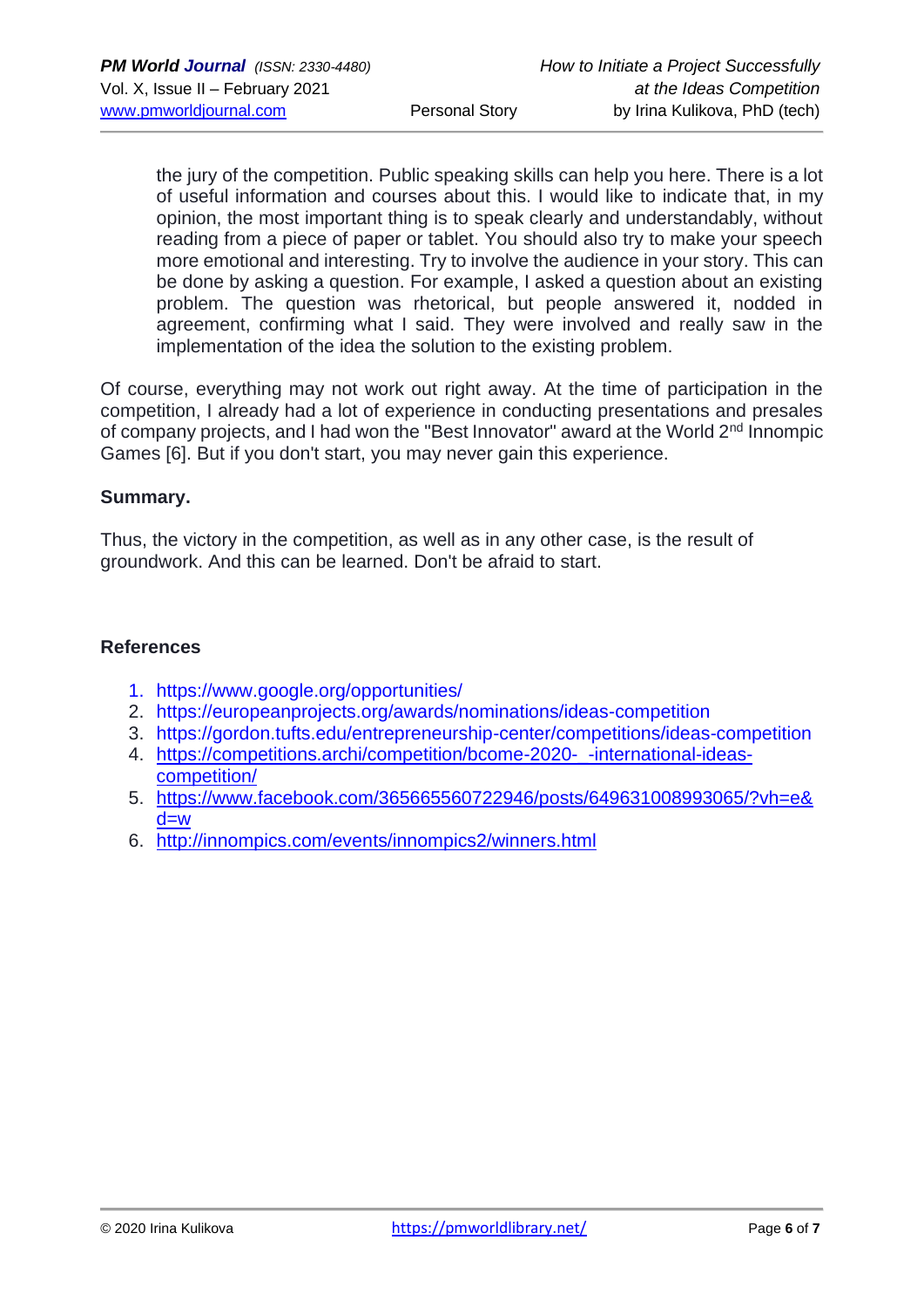the jury of the competition. Public speaking skills can help you here. There is a lot of useful information and courses about this. I would like to indicate that, in my opinion, the most important thing is to speak clearly and understandably, without reading from a piece of paper or tablet. You should also try to make your speech more emotional and interesting. Try to involve the audience in your story. This can be done by asking a question. For example, I asked a question about an existing problem. The question was rhetorical, but people answered it, nodded in agreement, confirming what I said. They were involved and really saw in the implementation of the idea the solution to the existing problem.

Of course, everything may not work out right away. At the time of participation in the competition, I already had a lot of experience in conducting presentations and presales of company projects, and I had won the "Best Innovator" award at the World 2nd Innompic Games [6]. But if you don't start, you may never gain this experience.

**Summary.**

Thus, the victory in the competition, as well as in any other case, is the result of groundwork. And this can be learned. Don't be afraid to start.

**References**

1. https://www.google.org/opportunities/
2. https://europeanprojects.org/awards/nominations/ideas-competition
3. https://gordon.tufts.edu/entrepreneurship-center/competitions/ideas-competition
4. https://competitions.archi/competition/bcome-2020-_-international-ideas-competition/
5. https://www.facebook.com/365665560722946/posts/649631008993065/?vh=e&d=w
6. http://innompics.com/events/innompics2/winners.html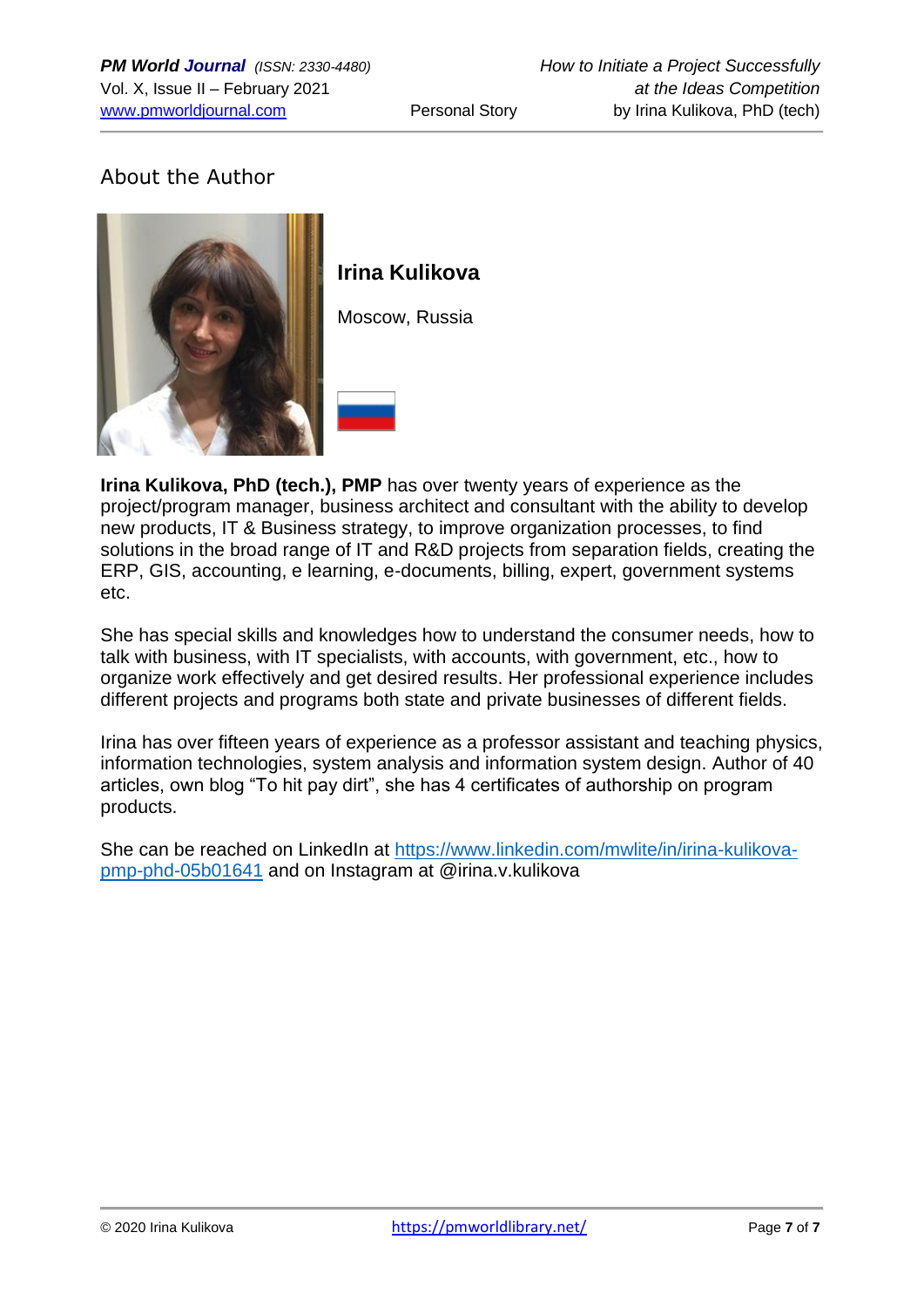## About the Author

### Irina Kulikova

Moscow, Russia

**Irina Kulikova, PhD (tech.), PMP** has over twenty years of experience as the project/program manager, business architect and consultant with the ability to develop new products, IT & Business strategy, to improve organization processes, to find solutions in the broad range of IT and R&D projects from separation fields, creating the ERP, GIS, accounting, e learning, e-documents, billing, expert, government systems etc.

She has special skills and knowledges how to understand the consumer needs, how to talk with business, with IT specialists, with accounts, with government, etc., how to organize work effectively and get desired results. Her professional experience includes different projects and programs both state and private businesses of different fields.

Irina has over fifteen years of experience as a professor assistant and teaching physics, information technologies, system analysis and information system design. Author of 40 articles, own blog "To hit pay dirt", she has 4 certificates of authorship on program products.

She can be reached on LinkedIn at https://www.linkedin.com/mwlite/in/irina-kulikova-pmp-phd-05b01641 and on Instagram at @irina.v.kulikova